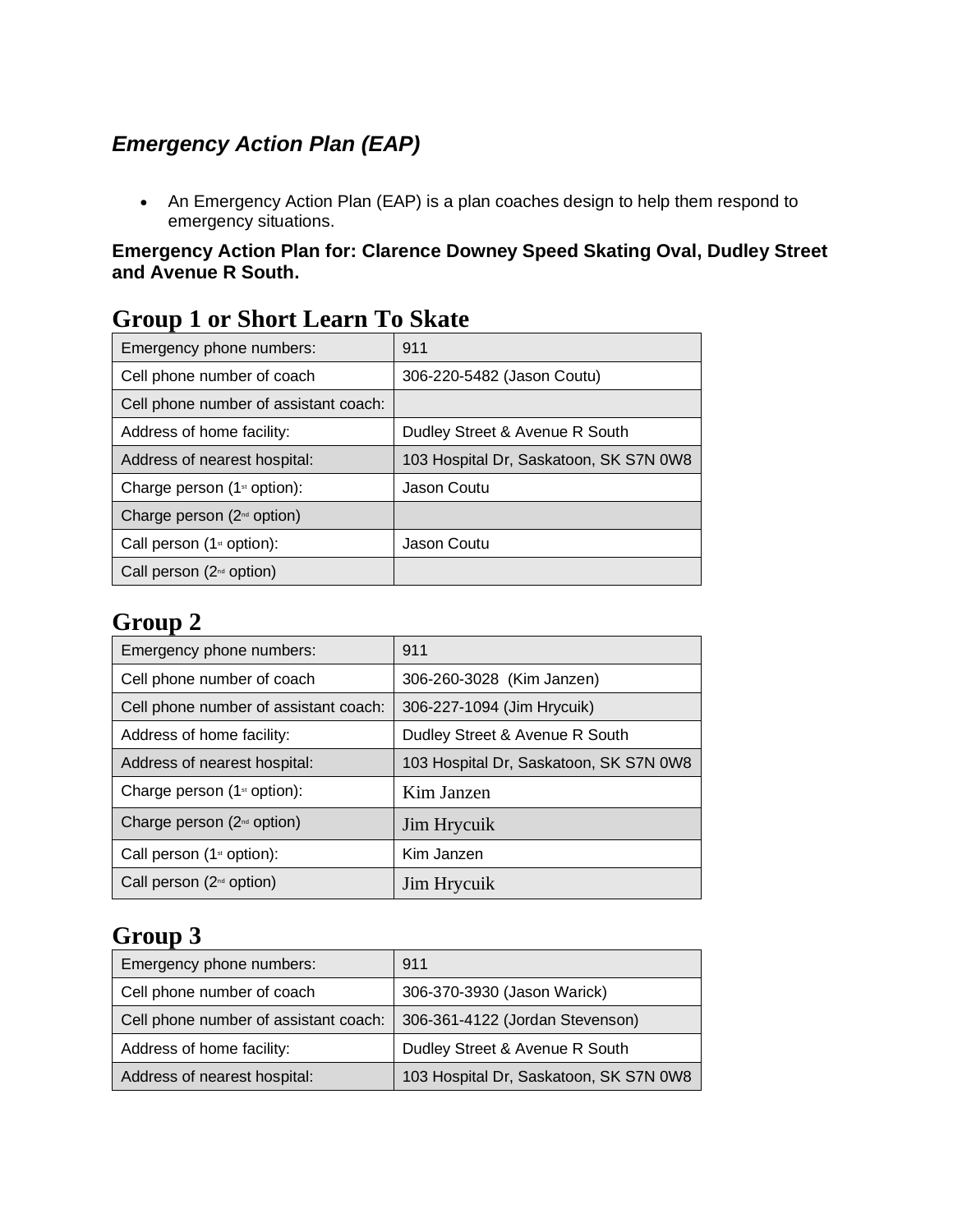## *Emergency Action Plan (EAP)*

- An Emergency Action Plan (EAP) is a plan coaches design to help them respond to emergency situations.

**Emergency Action Plan for: Clarence Downey Speed Skating Oval, Dudley Street and Avenue R South.**

## Group 1 or Short Learn To Skate

| Emergency phone numbers: | 911 |
|---|---|
| Cell phone number of coach | 306-220-5482 (Jason Coutu) |
| Cell phone number of assistant coach: | |
| Address of home facility: | Dudley Street & Avenue R South |
| Address of nearest hospital: | 103 Hospital Dr, Saskatoon, SK S7N 0W8 |
| Charge person (1st option): | Jason Coutu |
| Charge person (2nd option) | |
| Call person (1st option): | Jason Coutu |
| Call person (2nd option) | |

## Group 2

| Emergency phone numbers: | 911 |
|---|---|
| Cell phone number of coach | 306-260-3028 (Kim Janzen) |
| Cell phone number of assistant coach: | 306-227-1094 (Jim Hrycuik) |
| Address of home facility: | Dudley Street & Avenue R South |
| Address of nearest hospital: | 103 Hospital Dr, Saskatoon, SK S7N 0W8 |
| Charge person (1st option): | Kim Janzen |
| Charge person (2nd option) | Jim Hrycuik |
| Call person (1st option): | Kim Janzen |
| Call person (2nd option) | Jim Hrycuik |

## Group 3

| Emergency phone numbers: | 911 |
|---|---|
| Cell phone number of coach | 306-370-3930 (Jason Warick) |
| Cell phone number of assistant coach: | 306-361-4122 (Jordan Stevenson) |
| Address of home facility: | Dudley Street & Avenue R South |
| Address of nearest hospital: | 103 Hospital Dr, Saskatoon, SK S7N 0W8 |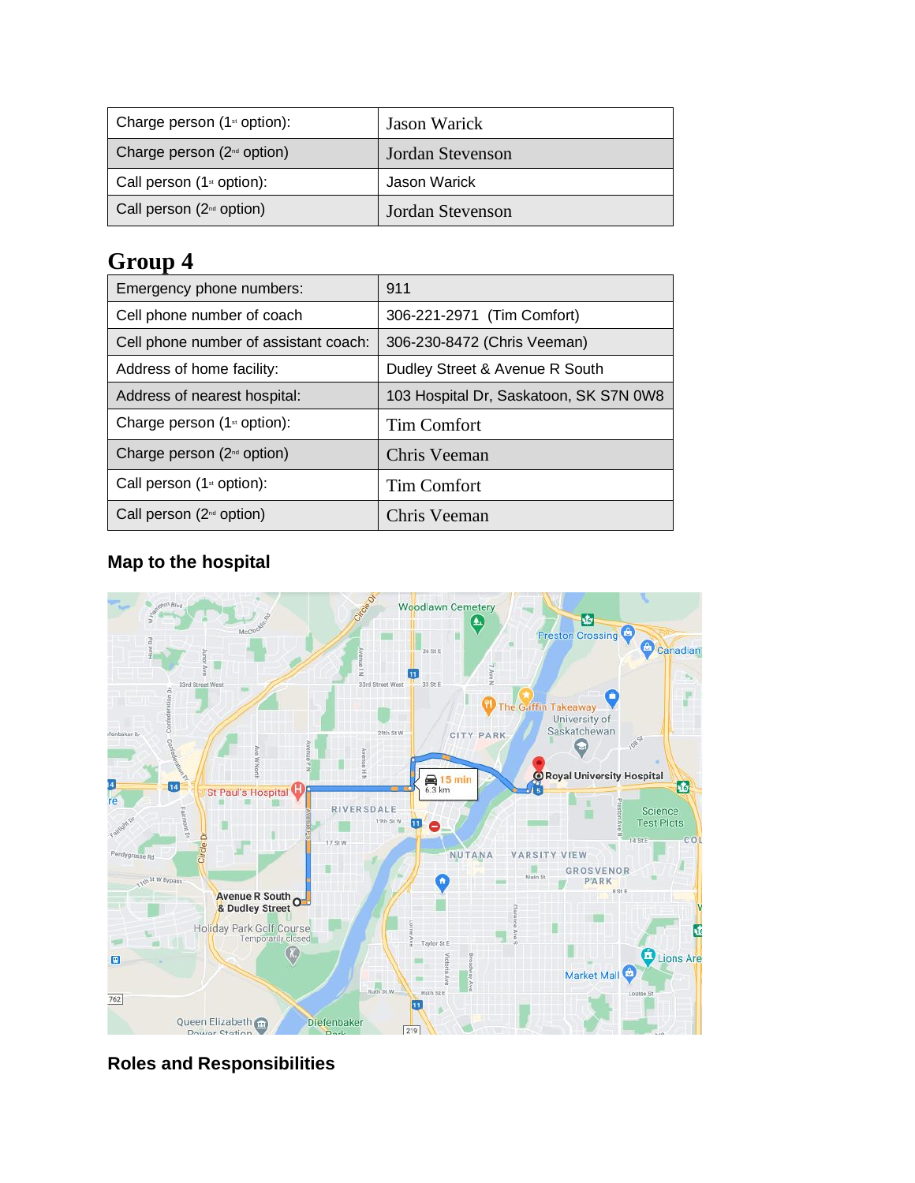| Charge person (1st option): | Jason Warick |
|---|---|
| Charge person (2nd option) | Jordan Stevenson |
| Call person (1st option): | Jason Warick |
| Call person (2nd option) | Jordan Stevenson |

# Group 4

| Emergency phone numbers: | 911 |
|---|---|
| Cell phone number of coach | 306-221-2971 (Tim Comfort) |
| Cell phone number of assistant coach: | 306-230-8472 (Chris Veeman) |
| Address of home facility: | Dudley Street & Avenue R South |
| Address of nearest hospital: | 103 Hospital Dr, Saskatoon, SK S7N 0W8 |
| Charge person (1st option): | Tim Comfort |
| Charge person (2nd option) | Chris Veeman |
| Call person (1st option): | Tim Comfort |
| Call person (2nd option) | Chris Veeman |

## Map to the hospital

## Roles and Responsibilities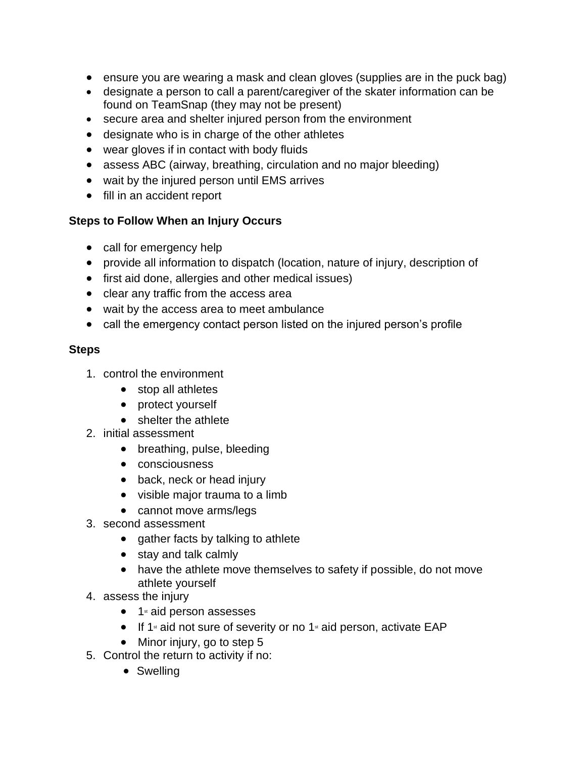- ensure you are wearing a mask and clean gloves (supplies are in the puck bag)
- designate a person to call a parent/caregiver of the skater information can be found on TeamSnap (they may not be present)
- secure area and shelter injured person from the environment
- designate who is in charge of the other athletes
- wear gloves if in contact with body fluids
- assess ABC (airway, breathing, circulation and no major bleeding)
- wait by the injured person until EMS arrives
- fill in an accident report

**Steps to Follow When an Injury Occurs**

- call for emergency help
- provide all information to dispatch (location, nature of injury, description of
- first aid done, allergies and other medical issues)
- clear any traffic from the access area
- wait by the access area to meet ambulance
- call the emergency contact person listed on the injured person's profile

**Steps**

1. control the environment
   - stop all athletes
   - protect yourself
   - shelter the athlete
2. initial assessment
   - breathing, pulse, bleeding
   - consciousness
   - back, neck or head injury
   - visible major trauma to a limb
   - cannot move arms/legs
3. second assessment
   - gather facts by talking to athlete
   - stay and talk calmly
   - have the athlete move themselves to safety if possible, do not move athlete yourself
4. assess the injury
   - 1st aid person assesses
   - If 1st aid not sure of severity or no 1st aid person, activate EAP
   - Minor injury, go to step 5
5. Control the return to activity if no:
   - Swelling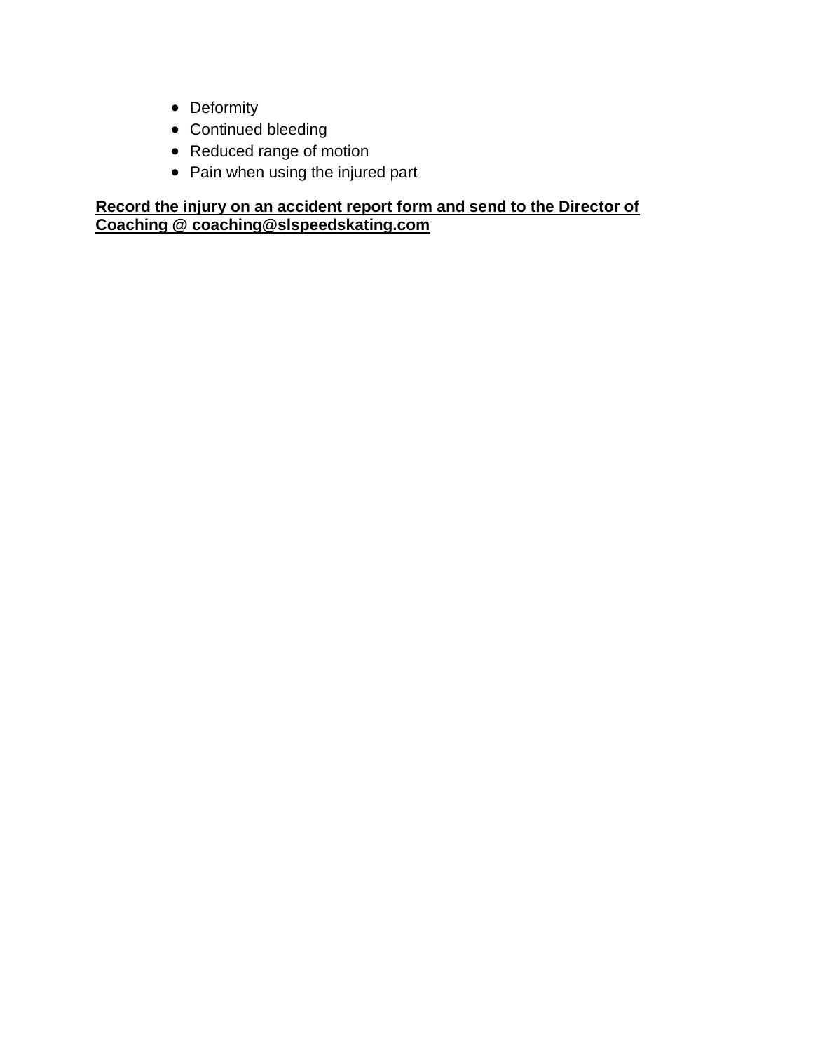- Deformity
- Continued bleeding
- Reduced range of motion
- Pain when using the injured part

**Record the injury on an accident report form and send to the Director of Coaching @ coaching@slspeedskating.com**